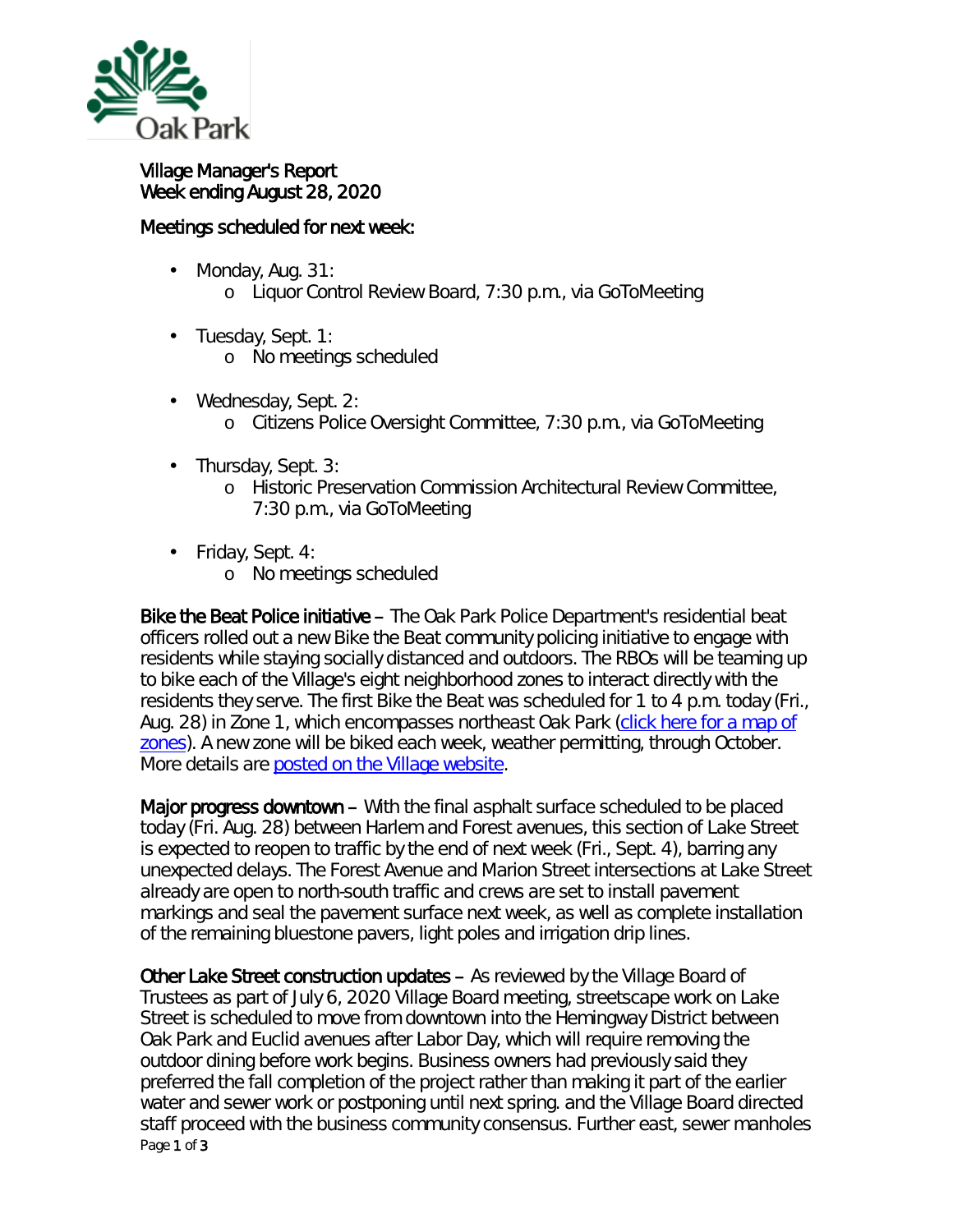# Village Manager's Report
## Week ending August 28, 2020

### Meetings scheduled for next week:

- Monday, Aug. 31:
  - Liquor Control Review Board, 7:30 p.m., via GoToMeeting
- Tuesday, Sept. 1:
  - No meetings scheduled
- Wednesday, Sept. 2:
  - Citizens Police Oversight Committee, 7:30 p.m., via GoToMeeting
- Thursday, Sept. 3:
  - Historic Preservation Commission Architectural Review Committee, 7:30 p.m., via GoToMeeting
- Friday, Sept. 4:
  - No meetings scheduled

**Bike the Beat Police initiative** – The Oak Park Police Department's residential beat officers rolled out a new Bike the Beat community policing initiative to engage with residents while staying socially distanced and outdoors. The RBOs will be teaming up to bike each of the Village's eight neighborhood zones to interact directly with the residents they serve. The first Bike the Beat was scheduled for 1 to 4 p.m. today (Fri., Aug. 28) in Zone 1, which encompasses northeast Oak Park (click here for a map of zones). A new zone will be biked each week, weather permitting, through October. More details are posted on the Village website.

**Major progress downtown** – With the final asphalt surface scheduled to be placed today (Fri. Aug. 28) between Harlem and Forest avenues, this section of Lake Street is expected to reopen to traffic by the end of next week (Fri., Sept. 4), barring any unexpected delays. The Forest Avenue and Marion Street intersections at Lake Street already are open to north-south traffic and crews are set to install pavement markings and seal the pavement surface next week, as well as complete installation of the remaining bluestone pavers, light poles and irrigation drip lines.

**Other Lake Street construction updates** – As reviewed by the Village Board of Trustees as part of July 6, 2020 Village Board meeting, streetscape work on Lake Street is scheduled to move from downtown into the Hemingway District between Oak Park and Euclid avenues after Labor Day, which will require removing the outdoor dining before work begins. Business owners had previously said they preferred the fall completion of the project rather than making it part of the earlier water and sewer work or postponing until next spring. and the Village Board directed staff proceed with the business community consensus. Further east, sewer manholes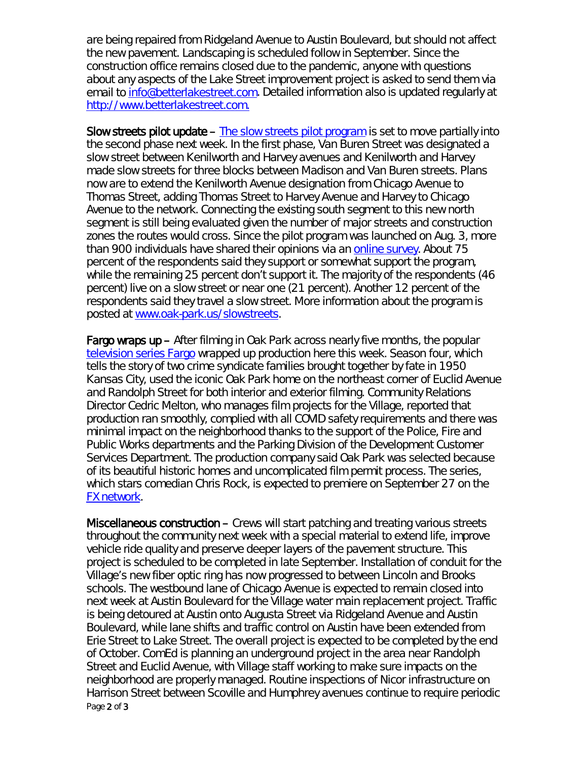are being repaired from Ridgeland Avenue to Austin Boulevard, but should not affect the new pavement. Landscaping is scheduled follow in September. Since the construction office remains closed due to the pandemic, anyone with questions about any aspects of the Lake Street improvement project is asked to send them via email to [info@betterlakestreet.com](mailto:info@betterlakestreet.com). Detailed information also is updated regularly at [http://www.betterlakestreet.com.](http://www.betterlakestreet.com)

**Slow streets pilot update** – [The slow streets pilot program](#) is set to move partially into the second phase next week. In the first phase, Van Buren Street was designated a slow street between Kenilworth and Harvey avenues and Kenilworth and Harvey made slow streets for three blocks between Madison and Van Buren streets. Plans now are to extend the Kenilworth Avenue designation from Chicago Avenue to Thomas Street, adding Thomas Street to Harvey Avenue and Harvey to Chicago Avenue to the network. Connecting the existing south segment to this new north segment is still being evaluated given the number of major streets and construction zones the routes would cross. Since the pilot program was launched on Aug. 3, more than 900 individuals have shared their opinions via an [online survey](#). About 75 percent of the respondents said they support or somewhat support the program, while the remaining 25 percent don't support it. The majority of the respondents (46 percent) live on a slow street or near one (21 percent). Another 12 percent of the respondents said they travel a slow street. More information about the program is posted at [www.oak-park.us/slowstreets](http://www.oak-park.us/slowstreets).

**Fargo wraps up** – After filming in Oak Park across nearly five months, the popular [television series Fargo](#) wrapped up production here this week. Season four, which tells the story of two crime syndicate families brought together by fate in 1950 Kansas City, used the iconic Oak Park home on the northeast corner of Euclid Avenue and Randolph Street for both interior and exterior filming. Community Relations Director Cedric Melton, who manages film projects for the Village, reported that production ran smoothly, complied with all COVID safety requirements and there was minimal impact on the neighborhood thanks to the support of the Police, Fire and Public Works departments and the Parking Division of the Development Customer Services Department. The production company said Oak Park was selected because of its beautiful historic homes and uncomplicated film permit process. The series, which stars comedian Chris Rock, is expected to premiere on September 27 on the [FX network](#).

**Miscellaneous construction** – Crews will start patching and treating various streets throughout the community next week with a special material to extend life, improve vehicle ride quality and preserve deeper layers of the pavement structure. This project is scheduled to be completed in late September. Installation of conduit for the Village's new fiber optic ring has now progressed to between Lincoln and Brooks schools. The westbound lane of Chicago Avenue is expected to remain closed into next week at Austin Boulevard for the Village water main replacement project. Traffic is being detoured at Austin onto Augusta Street via Ridgeland Avenue and Austin Boulevard, while lane shifts and traffic control on Austin have been extended from Erie Street to Lake Street. The overall project is expected to be completed by the end of October. ComEd is planning an underground project in the area near Randolph Street and Euclid Avenue, with Village staff working to make sure impacts on the neighborhood are properly managed. Routine inspections of Nicor infrastructure on Harrison Street between Scoville and Humphrey avenues continue to require periodic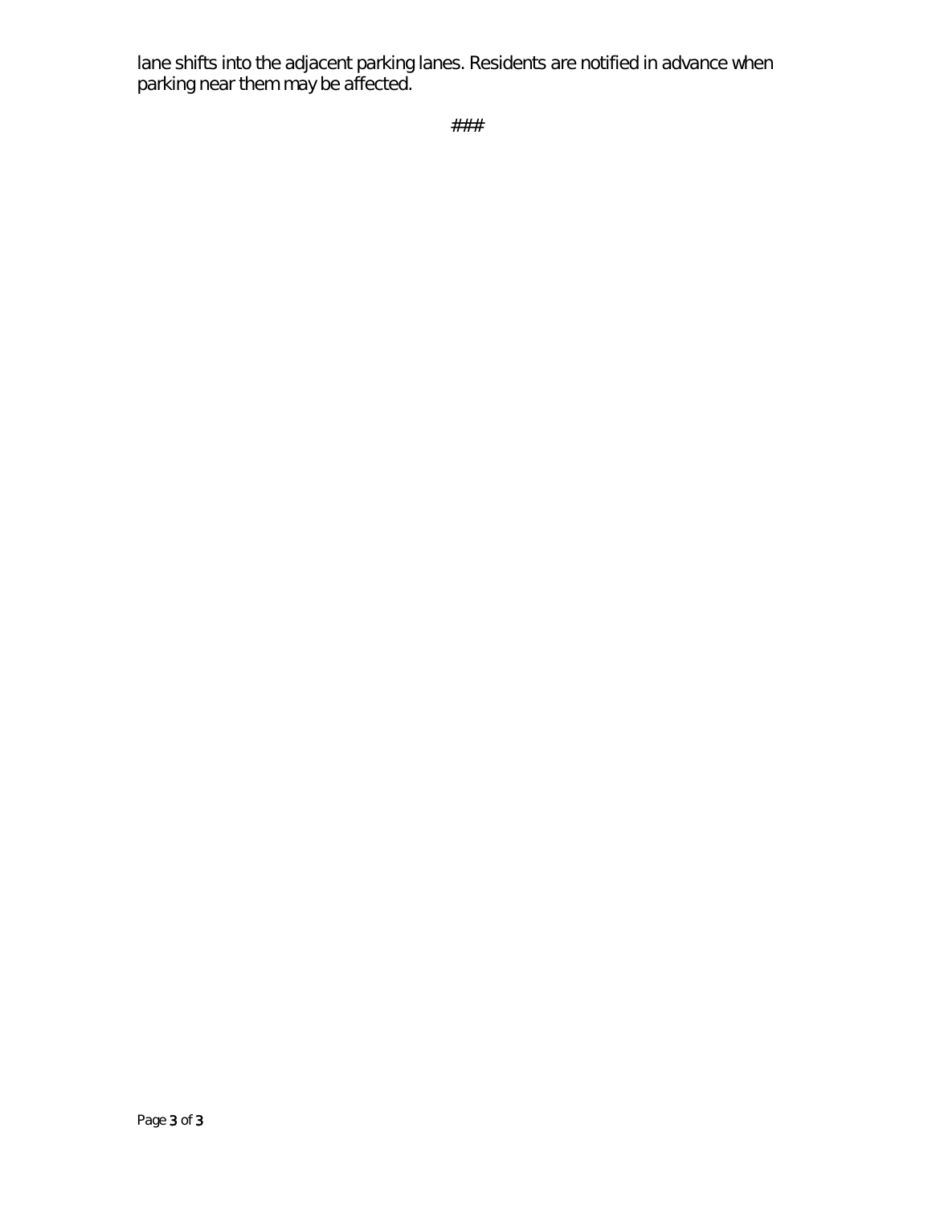lane shifts into the adjacent parking lanes. Residents are notified in advance when parking near them may be affected.

###